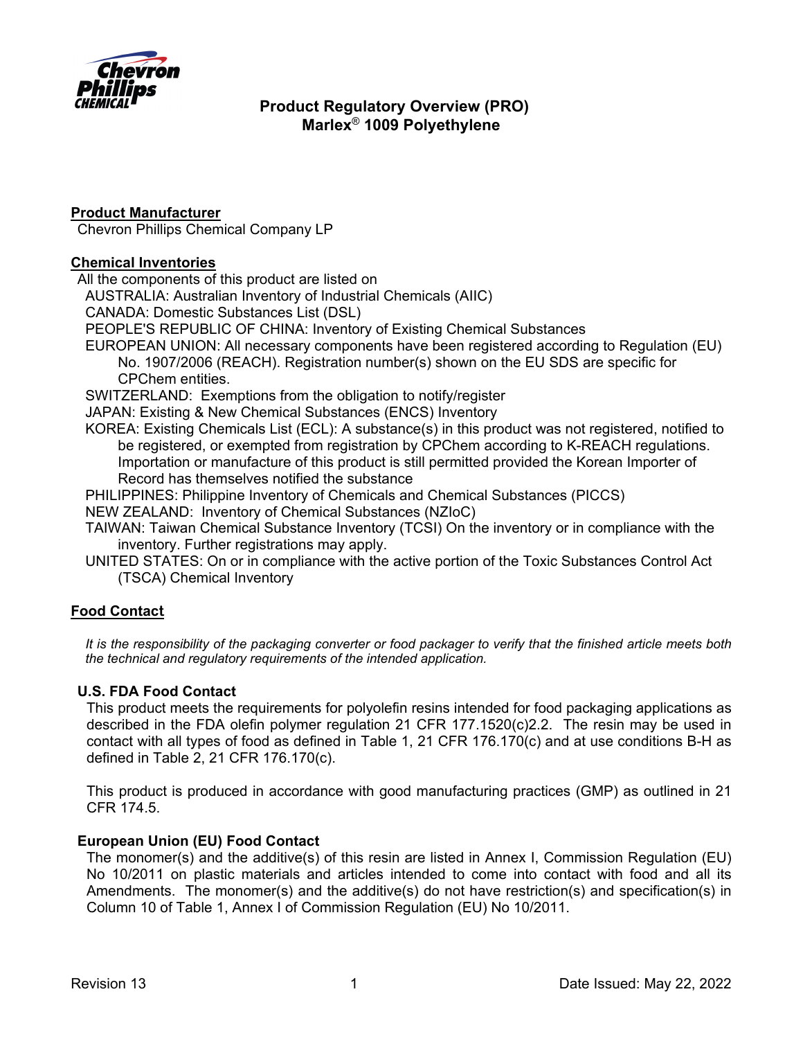# Product Regulatory Overview (PRO)
# Marlex® 1009 Polyethylene

## Product Manufacturer

Chevron Phillips Chemical Company LP

## Chemical Inventories

All the components of this product are listed on

- AUSTRALIA: Australian Inventory of Industrial Chemicals (AIIC)
- CANADA: Domestic Substances List (DSL)
- PEOPLE'S REPUBLIC OF CHINA: Inventory of Existing Chemical Substances
- EUROPEAN UNION: All necessary components have been registered according to Regulation (EU) No. 1907/2006 (REACH). Registration number(s) shown on the EU SDS are specific for CPChem entities.
- SWITZERLAND: Exemptions from the obligation to notify/register
- JAPAN: Existing & New Chemical Substances (ENCS) Inventory
- KOREA: Existing Chemicals List (ECL): A substance(s) in this product was not registered, notified to be registered, or exempted from registration by CPChem according to K-REACH regulations. Importation or manufacture of this product is still permitted provided the Korean Importer of Record has themselves notified the substance
- PHILIPPINES: Philippine Inventory of Chemicals and Chemical Substances (PICCS)
- NEW ZEALAND: Inventory of Chemical Substances (NZIoC)
- TAIWAN: Taiwan Chemical Substance Inventory (TCSI) On the inventory or in compliance with the inventory. Further registrations may apply.
- UNITED STATES: On or in compliance with the active portion of the Toxic Substances Control Act (TSCA) Chemical Inventory

## Food Contact

*It is the responsibility of the packaging converter or food packager to verify that the finished article meets both the technical and regulatory requirements of the intended application.*

### U.S. FDA Food Contact

This product meets the requirements for polyolefin resins intended for food packaging applications as described in the FDA olefin polymer regulation 21 CFR 177.1520(c)2.2. The resin may be used in contact with all types of food as defined in Table 1, 21 CFR 176.170(c) and at use conditions B-H as defined in Table 2, 21 CFR 176.170(c).

This product is produced in accordance with good manufacturing practices (GMP) as outlined in 21 CFR 174.5.

### European Union (EU) Food Contact

The monomer(s) and the additive(s) of this resin are listed in Annex I, Commission Regulation (EU) No 10/2011 on plastic materials and articles intended to come into contact with food and all its Amendments. The monomer(s) and the additive(s) do not have restriction(s) and specification(s) in Column 10 of Table 1, Annex I of Commission Regulation (EU) No 10/2011.

Revision 13 Date Issued: May 22, 2022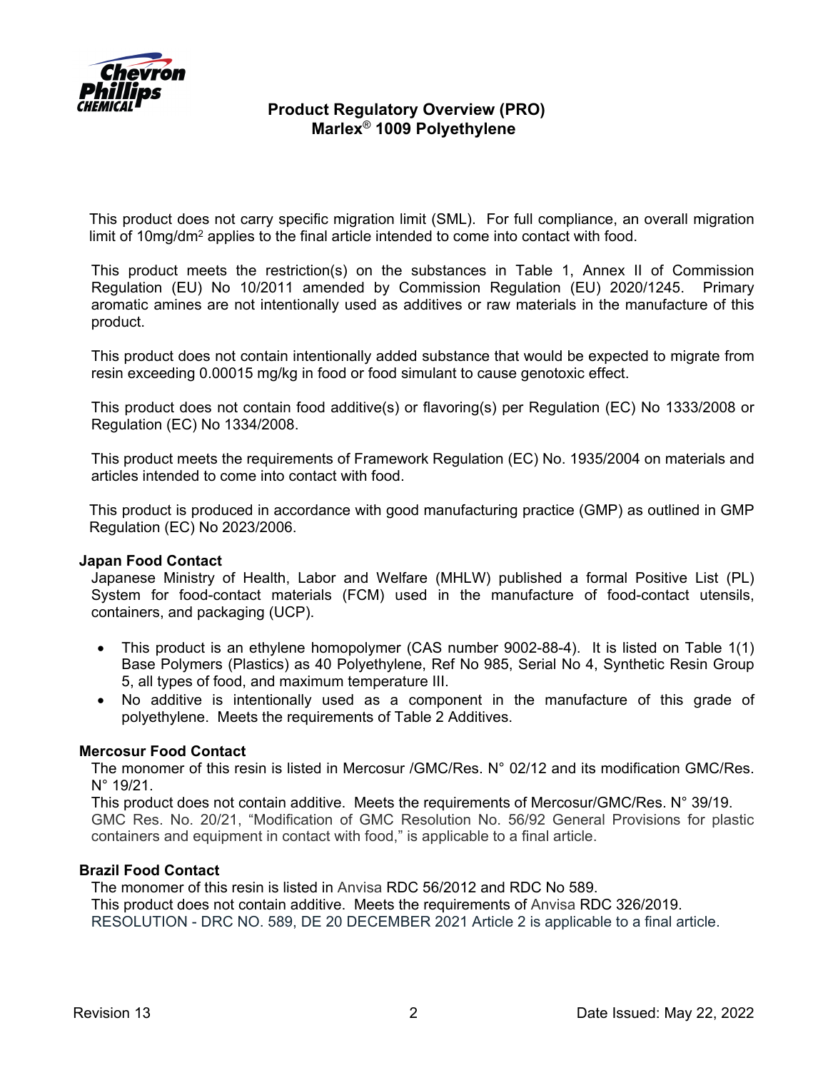This product does not carry specific migration limit (SML). For full compliance, an overall migration limit of $10 mg/dm^2$ applies to the final article intended to come into contact with food.

This product meets the restriction(s) on the substances in Table 1, Annex II of Commission Regulation (EU) No 10/2011 amended by Commission Regulation (EU) 2020/1245. Primary aromatic amines are not intentionally used as additives or raw materials in the manufacture of this product.

This product does not contain intentionally added substance that would be expected to migrate from resin exceeding 0.00015 mg/kg in food or food simulant to cause genotoxic effect.

This product does not contain food additive(s) or flavoring(s) per Regulation (EC) No 1333/2008 or Regulation (EC) No 1334/2008.

This product meets the requirements of Framework Regulation (EC) No. 1935/2004 on materials and articles intended to come into contact with food.

This product is produced in accordance with good manufacturing practice (GMP) as outlined in GMP Regulation (EC) No 2023/2006.

**Japan Food Contact**

Japanese Ministry of Health, Labor and Welfare (MHLW) published a formal Positive List (PL) System for food-contact materials (FCM) used in the manufacture of food-contact utensils, containers, and packaging (UCP).

- This product is an ethylene homopolymer (CAS number 9002-88-4). It is listed on Table 1(1) Base Polymers (Plastics) as 40 Polyethylene, Ref No 985, Serial No 4, Synthetic Resin Group 5, all types of food, and maximum temperature III.
- No additive is intentionally used as a component in the manufacture of this grade of polyethylene. Meets the requirements of Table 2 Additives.

**Mercosur Food Contact**

The monomer of this resin is listed in Mercosur /GMC/Res. N° 02/12 and its modification GMC/Res. N° 19/21.
This product does not contain additive. Meets the requirements of Mercosur/GMC/Res. N° 39/19.
GMC Res. No. 20/21, “Modification of GMC Resolution No. 56/92 General Provisions for plastic containers and equipment in contact with food,” is applicable to a final article.

**Brazil Food Contact**

The monomer of this resin is listed in Anvisa RDC 56/2012 and RDC No 589.
This product does not contain additive. Meets the requirements of Anvisa RDC 326/2019.
RESOLUTION - DRC NO. 589, DE 20 DECEMBER 2021 Article 2 is applicable to a final article.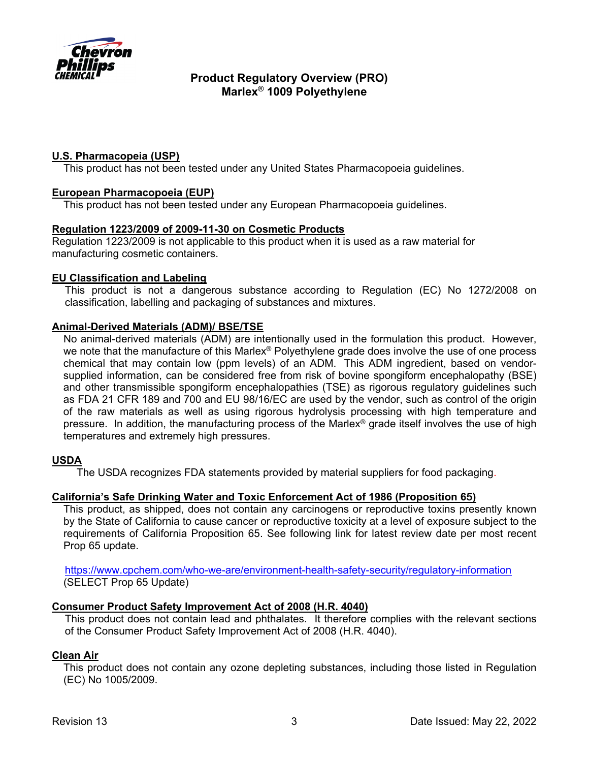**U.S. Pharmacopeia (USP)**

This product has not been tested under any United States Pharmacopoeia guidelines.

**European Pharmacopoeia (EUP)**

This product has not been tested under any European Pharmacopoeia guidelines.

**Regulation 1223/2009 of 2009-11-30 on Cosmetic Products**

Regulation 1223/2009 is not applicable to this product when it is used as a raw material for manufacturing cosmetic containers.

**EU Classification and Labeling**

This product is not a dangerous substance according to Regulation (EC) No 1272/2008 on classification, labelling and packaging of substances and mixtures.

**Animal-Derived Materials (ADM)/ BSE/TSE**

No animal-derived materials (ADM) are intentionally used in the formulation this product. However, we note that the manufacture of this Marlex® Polyethylene grade does involve the use of one process chemical that may contain low (ppm levels) of an ADM. This ADM ingredient, based on vendor-supplied information, can be considered free from risk of bovine spongiform encephalopathy (BSE) and other transmissible spongiform encephalopathies (TSE) as rigorous regulatory guidelines such as FDA 21 CFR 189 and 700 and EU 98/16/EC are used by the vendor, such as control of the origin of the raw materials as well as using rigorous hydrolysis processing with high temperature and pressure. In addition, the manufacturing process of the Marlex® grade itself involves the use of high temperatures and extremely high pressures.

**USDA**

The USDA recognizes FDA statements provided by material suppliers for food packaging.

**California's Safe Drinking Water and Toxic Enforcement Act of 1986 (Proposition 65)**

This product, as shipped, does not contain any carcinogens or reproductive toxins presently known by the State of California to cause cancer or reproductive toxicity at a level of exposure subject to the requirements of California Proposition 65. See following link for latest review date per most recent Prop 65 update.

https://www.cpchem.com/who-we-are/environment-health-safety-security/regulatory-information
(SELECT Prop 65 Update)

**Consumer Product Safety Improvement Act of 2008 (H.R. 4040)**

This product does not contain lead and phthalates. It therefore complies with the relevant sections of the Consumer Product Safety Improvement Act of 2008 (H.R. 4040).

**Clean Air**

This product does not contain any ozone depleting substances, including those listed in Regulation (EC) No 1005/2009.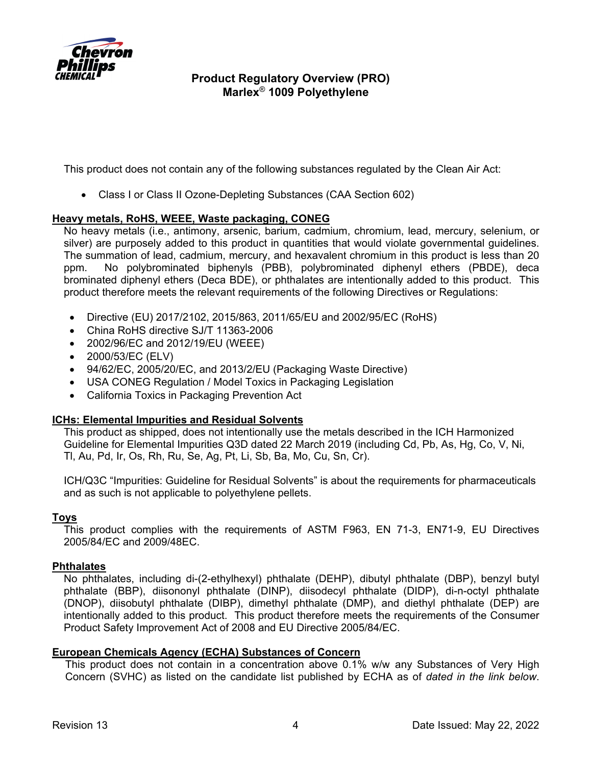This product does not contain any of the following substances regulated by the Clean Air Act:

- Class I or Class II Ozone-Depleting Substances (CAA Section 602)

**Heavy metals, RoHS, WEEE, Waste packaging, CONEG**

No heavy metals (i.e., antimony, arsenic, barium, cadmium, chromium, lead, mercury, selenium, or silver) are purposely added to this product in quantities that would violate governmental guidelines. The summation of lead, cadmium, mercury, and hexavalent chromium in this product is less than 20 ppm. No polybrominated biphenyls (PBB), polybrominated diphenyl ethers (PBDE), deca brominated diphenyl ethers (Deca BDE), or phthalates are intentionally added to this product. This product therefore meets the relevant requirements of the following Directives or Regulations:

- Directive (EU) 2017/2102, 2015/863, 2011/65/EU and 2002/95/EC (RoHS)
- China RoHS directive SJ/T 11363-2006
- 2002/96/EC and 2012/19/EU (WEEE)
- 2000/53/EC (ELV)
- 94/62/EC, 2005/20/EC, and 2013/2/EU (Packaging Waste Directive)
- USA CONEG Regulation / Model Toxics in Packaging Legislation
- California Toxics in Packaging Prevention Act

**ICHs: Elemental Impurities and Residual Solvents**

This product as shipped, does not intentionally use the metals described in the ICH Harmonized Guideline for Elemental Impurities Q3D dated 22 March 2019 (including Cd, Pb, As, Hg, Co, V, Ni, Tl, Au, Pd, Ir, Os, Rh, Ru, Se, Ag, Pt, Li, Sb, Ba, Mo, Cu, Sn, Cr).

ICH/Q3C "Impurities: Guideline for Residual Solvents" is about the requirements for pharmaceuticals and as such is not applicable to polyethylene pellets.

**Toys**

This product complies with the requirements of ASTM F963, EN 71-3, EN71-9, EU Directives 2005/84/EC and 2009/48EC.

**Phthalates**

No phthalates, including di-(2-ethylhexyl) phthalate (DEHP), dibutyl phthalate (DBP), benzyl butyl phthalate (BBP), diisononyl phthalate (DINP), diisodecyl phthalate (DIDP), di-n-octyl phthalate (DNOP), diisobutyl phthalate (DIBP), dimethyl phthalate (DMP), and diethyl phthalate (DEP) are intentionally added to this product. This product therefore meets the requirements of the Consumer Product Safety Improvement Act of 2008 and EU Directive 2005/84/EC.

**European Chemicals Agency (ECHA) Substances of Concern**

This product does not contain in a concentration above 0.1% w/w any Substances of Very High Concern (SVHC) as listed on the candidate list published by ECHA as of *dated in the link below*.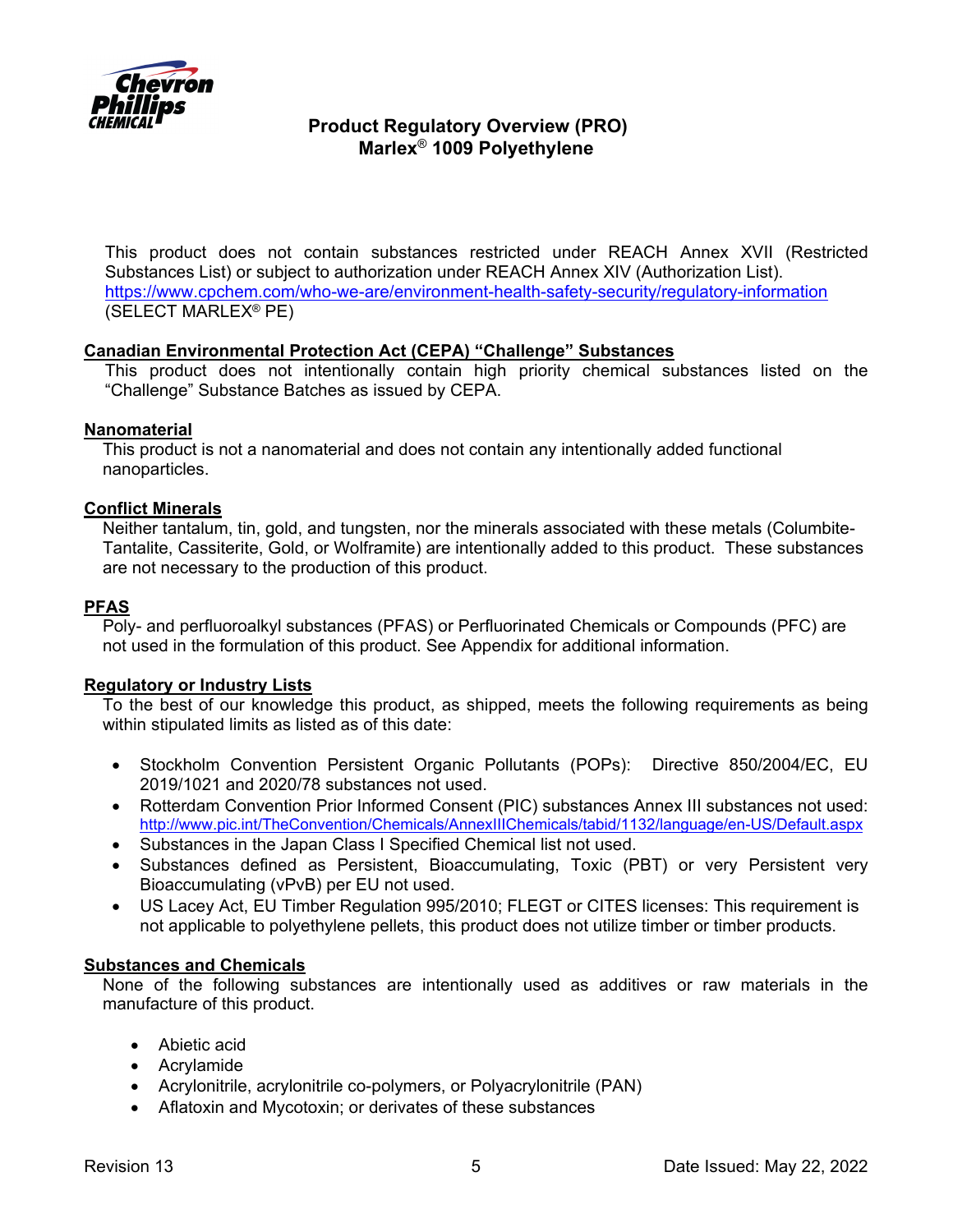This product does not contain substances restricted under REACH Annex XVII (Restricted Substances List) or subject to authorization under REACH Annex XIV (Authorization List). https://www.cpchem.com/who-we-are/environment-health-safety-security/regulatory-information (SELECT MARLEX® PE)

**Canadian Environmental Protection Act (CEPA) "Challenge" Substances**

This product does not intentionally contain high priority chemical substances listed on the "Challenge" Substance Batches as issued by CEPA.

**Nanomaterial**

This product is not a nanomaterial and does not contain any intentionally added functional nanoparticles.

**Conflict Minerals**

Neither tantalum, tin, gold, and tungsten, nor the minerals associated with these metals (Columbite-Tantalite, Cassiterite, Gold, or Wolframite) are intentionally added to this product. These substances are not necessary to the production of this product.

**PFAS**

Poly- and perfluoroalkyl substances (PFAS) or Perfluorinated Chemicals or Compounds (PFC) are not used in the formulation of this product. See Appendix for additional information.

**Regulatory or Industry Lists**

To the best of our knowledge this product, as shipped, meets the following requirements as being within stipulated limits as listed as of this date:

- Stockholm Convention Persistent Organic Pollutants (POPs): Directive 850/2004/EC, EU 2019/1021 and 2020/78 substances not used.
- Rotterdam Convention Prior Informed Consent (PIC) substances Annex III substances not used: http://www.pic.int/TheConvention/Chemicals/AnnexIIIChemicals/tabid/1132/language/en-US/Default.aspx
- Substances in the Japan Class I Specified Chemical list not used.
- Substances defined as Persistent, Bioaccumulating, Toxic (PBT) or very Persistent very Bioaccumulating (vPvB) per EU not used.
- US Lacey Act, EU Timber Regulation 995/2010; FLEGT or CITES licenses: This requirement is not applicable to polyethylene pellets, this product does not utilize timber or timber products.

**Substances and Chemicals**

None of the following substances are intentionally used as additives or raw materials in the manufacture of this product.

- Abietic acid
- Acrylamide
- Acrylonitrile, acrylonitrile co-polymers, or Polyacrylonitrile (PAN)
- Aflatoxin and Mycotoxin; or derivates of these substances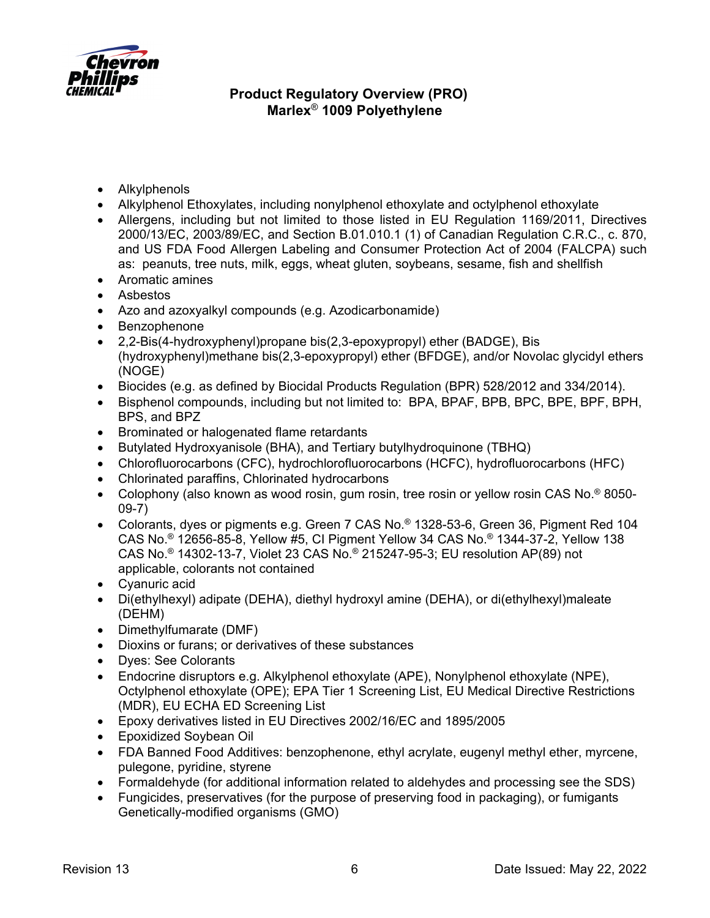- Alkylphenols
- Alkylphenol Ethoxylates, including nonylphenol ethoxylate and octylphenol ethoxylate
- Allergens, including but not limited to those listed in EU Regulation 1169/2011, Directives 2000/13/EC, 2003/89/EC, and Section B.01.010.1 (1) of Canadian Regulation C.R.C., c. 870, and US FDA Food Allergen Labeling and Consumer Protection Act of 2004 (FALCPA) such as: peanuts, tree nuts, milk, eggs, wheat gluten, soybeans, sesame, fish and shellfish
- Aromatic amines
- Asbestos
- Azo and azoxyalkyl compounds (e.g. Azodicarbonamide)
- Benzophenone
- 2,2-Bis(4-hydroxyphenyl)propane bis(2,3-epoxypropyl) ether (BADGE), Bis (hydroxyphenyl)methane bis(2,3-epoxypropyl) ether (BFDGE), and/or Novolac glycidyl ethers (NOGE)
- Biocides (e.g. as defined by Biocidal Products Regulation (BPR) 528/2012 and 334/2014).
- Bisphenol compounds, including but not limited to: BPA, BPAF, BPB, BPC, BPE, BPF, BPH, BPS, and BPZ
- Brominated or halogenated flame retardants
- Butylated Hydroxyanisole (BHA), and Tertiary butylhydroquinone (TBHQ)
- Chlorofluorocarbons (CFC), hydrochlorofluorocarbons (HCFC), hydrofluorocarbons (HFC)
- Chlorinated paraffins, Chlorinated hydrocarbons
- Colophony (also known as wood rosin, gum rosin, tree rosin or yellow rosin CAS No.® 8050-09-7)
- Colorants, dyes or pigments e.g. Green 7 CAS No.® 1328-53-6, Green 36, Pigment Red 104 CAS No.® 12656-85-8, Yellow #5, CI Pigment Yellow 34 CAS No.® 1344-37-2, Yellow 138 CAS No.® 14302-13-7, Violet 23 CAS No.® 215247-95-3; EU resolution AP(89) not applicable, colorants not contained
- Cyanuric acid
- Di(ethylhexyl) adipate (DEHA), diethyl hydroxyl amine (DEHA), or di(ethylhexyl)maleate (DEHM)
- Dimethylfumarate (DMF)
- Dioxins or furans; or derivatives of these substances
- Dyes: See Colorants
- Endocrine disruptors e.g. Alkylphenol ethoxylate (APE), Nonylphenol ethoxylate (NPE), Octylphenol ethoxylate (OPE); EPA Tier 1 Screening List, EU Medical Directive Restrictions (MDR), EU ECHA ED Screening List
- Epoxy derivatives listed in EU Directives 2002/16/EC and 1895/2005
- Epoxidized Soybean Oil
- FDA Banned Food Additives: benzophenone, ethyl acrylate, eugenyl methyl ether, myrcene, pulegone, pyridine, styrene
- Formaldehyde (for additional information related to aldehydes and processing see the SDS)
- Fungicides, preservatives (for the purpose of preserving food in packaging), or fumigants Genetically-modified organisms (GMO)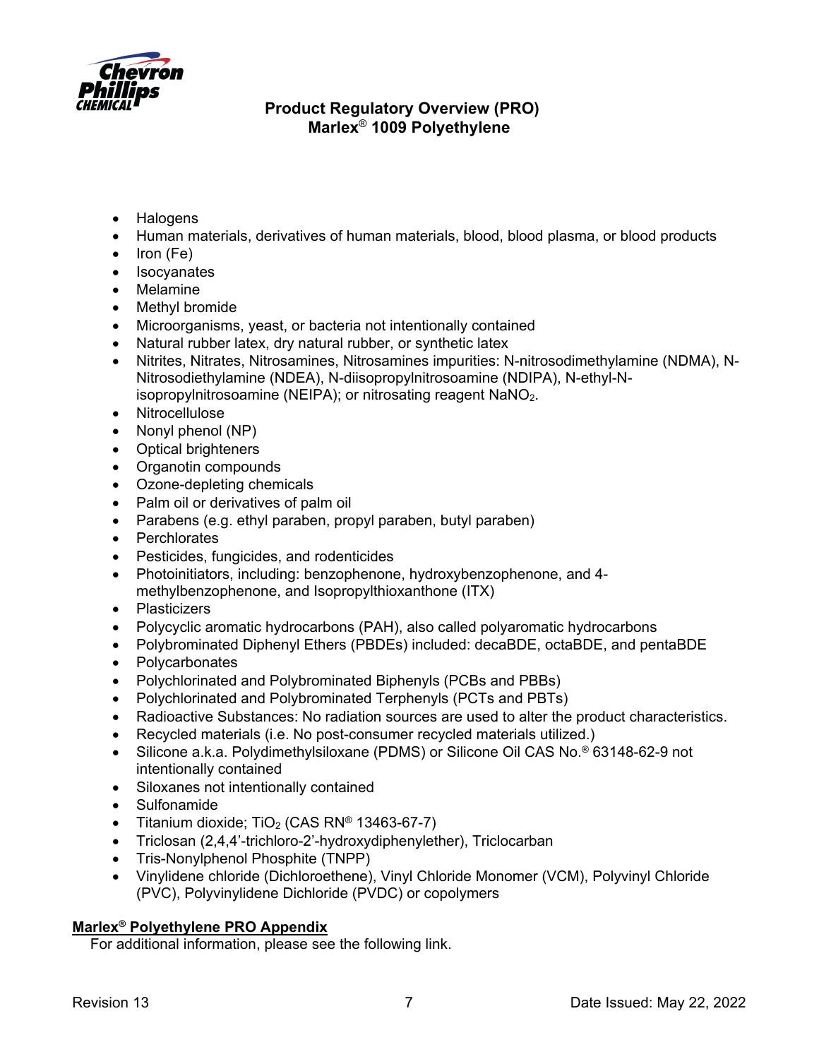- Halogens
- Human materials, derivatives of human materials, blood, blood plasma, or blood products
- Iron (Fe)
- Isocyanates
- Melamine
- Methyl bromide
- Microorganisms, yeast, or bacteria not intentionally contained
- Natural rubber latex, dry natural rubber, or synthetic latex
- Nitrites, Nitrates, Nitrosamines, Nitrosamines impurities: N-nitrosodimethylamine (NDMA), N-Nitrosodiethylamine (NDEA), N-diisopropylnitrosoamine (NDIPA), N-ethyl-N-isopropylnitrosoamine (NEIPA); or nitrosating reagent $NaNO_2$.
- Nitrocellulose
- Nonyl phenol (NP)
- Optical brighteners
- Organotin compounds
- Ozone-depleting chemicals
- Palm oil or derivatives of palm oil
- Parabens (e.g. ethyl paraben, propyl paraben, butyl paraben)
- Perchlorates
- Pesticides, fungicides, and rodenticides
- Photoinitiators, including: benzophenone, hydroxybenzophenone, and 4-methylbenzophenone, and Isopropylthioxanthone (ITX)
- Plasticizers
- Polycyclic aromatic hydrocarbons (PAH), also called polyaromatic hydrocarbons
- Polybrominated Diphenyl Ethers (PBDEs) included: decaBDE, octaBDE, and pentaBDE
- Polycarbonates
- Polychlorinated and Polybrominated Biphenyls (PCBs and PBBs)
- Polychlorinated and Polybrominated Terphenyls (PCTs and PBTs)
- Radioactive Substances: No radiation sources are used to alter the product characteristics.
- Recycled materials (i.e. No post-consumer recycled materials utilized.)
- Silicone a.k.a. Polydimethylsiloxane (PDMS) or Silicone Oil CAS No.® 63148-62-9 not intentionally contained
- Siloxanes not intentionally contained
- Sulfonamide
- Titanium dioxide; $TiO_2$ (CAS RN® 13463-67-7)
- Triclosan (2,4,4'-trichloro-2'-hydroxydiphenylether), Triclocarban
- Tris-Nonylphenol Phosphite (TNPP)
- Vinylidene chloride (Dichloroethene), Vinyl Chloride Monomer (VCM), Polyvinyl Chloride (PVC), Polyvinylidene Dichloride (PVDC) or copolymers

## Marlex® Polyethylene PRO Appendix

For additional information, please see the following link.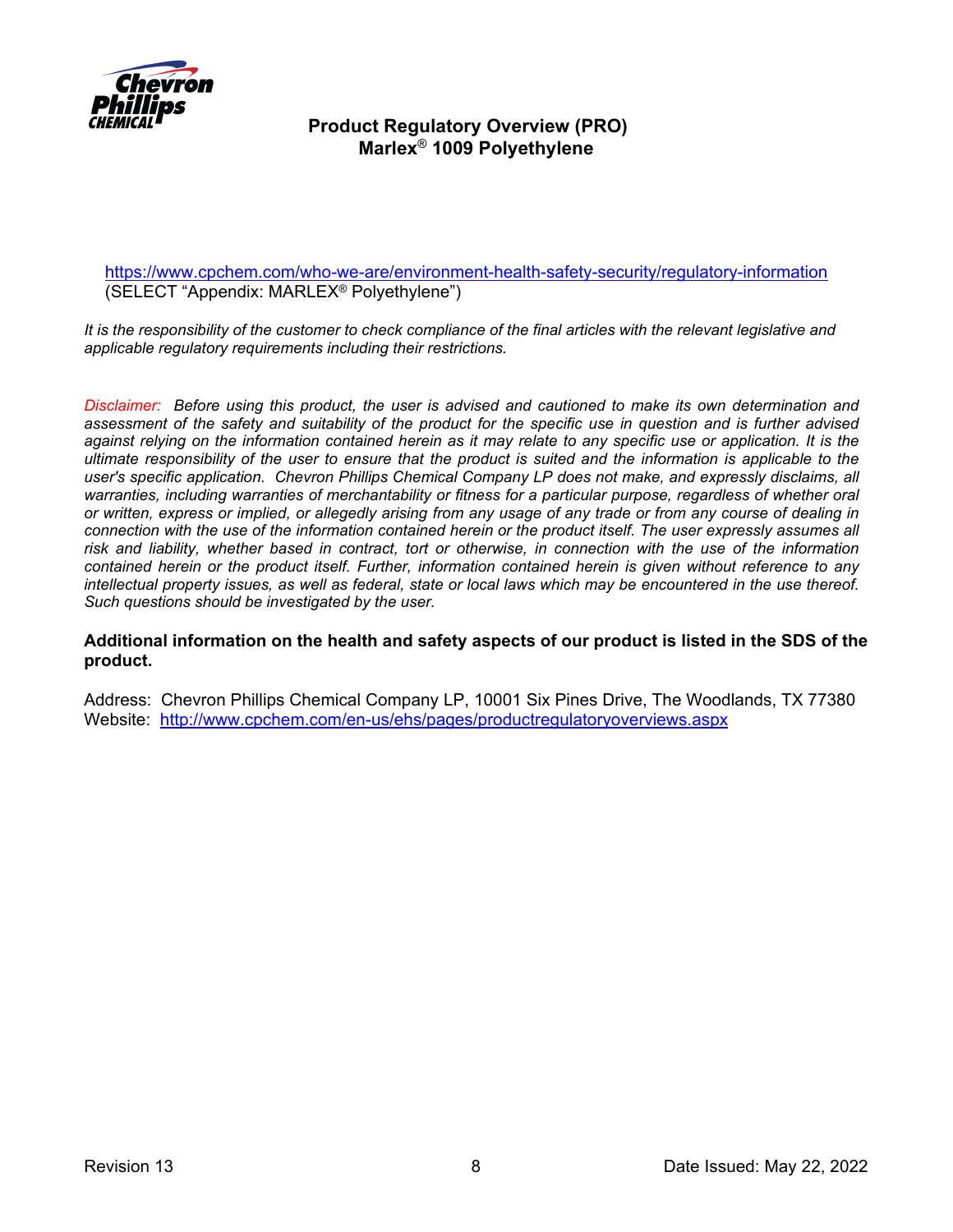**Product Regulatory Overview (PRO)**
**Marlex® 1009 Polyethylene**

https://www.cpchem.com/who-we-are/environment-health-safety-security/regulatory-information
(SELECT “Appendix: MARLEX® Polyethylene”)

*It is the responsibility of the customer to check compliance of the final articles with the relevant legislative and applicable regulatory requirements including their restrictions.*

*Disclaimer: Before using this product, the user is advised and cautioned to make its own determination and assessment of the safety and suitability of the product for the specific use in question and is further advised against relying on the information contained herein as it may relate to any specific use or application. It is the ultimate responsibility of the user to ensure that the product is suited and the information is applicable to the user's specific application. Chevron Phillips Chemical Company LP does not make, and expressly disclaims, all warranties, including warranties of merchantability or fitness for a particular purpose, regardless of whether oral or written, express or implied, or allegedly arising from any usage of any trade or from any course of dealing in connection with the use of the information contained herein or the product itself. The user expressly assumes all risk and liability, whether based in contract, tort or otherwise, in connection with the use of the information contained herein or the product itself. Further, information contained herein is given without reference to any intellectual property issues, as well as federal, state or local laws which may be encountered in the use thereof. Such questions should be investigated by the user.*

**Additional information on the health and safety aspects of our product is listed in the SDS of the product.**

Address: Chevron Phillips Chemical Company LP, 10001 Six Pines Drive, The Woodlands, TX 77380
Website: http://www.cpchem.com/en-us/ehs/pages/productregulatoryoverviews.aspx